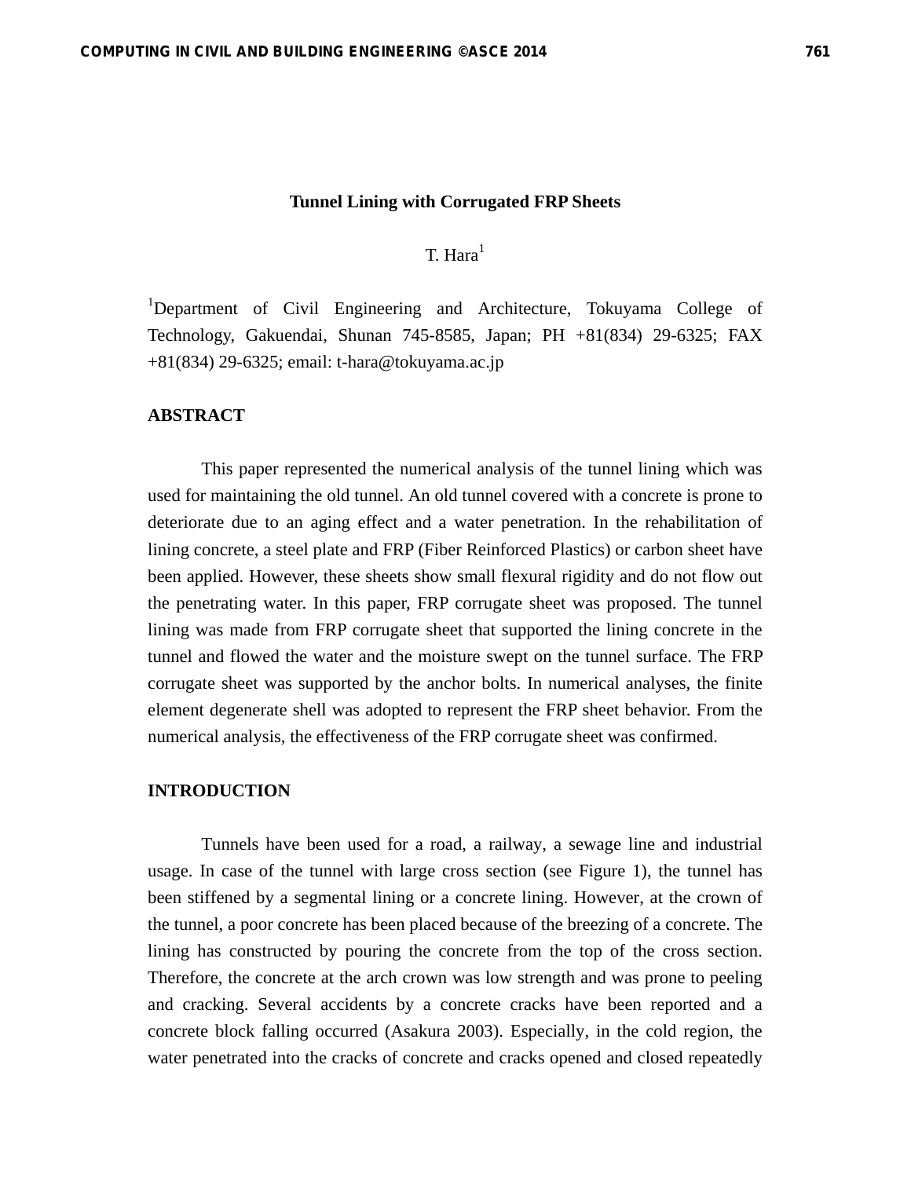# Tunnel Lining with Corrugated FRP Sheets

T. Hara[1]

[1]Department of Civil Engineering and Architecture, Tokuyama College of Technology, Gakuendai, Shunan 745-8585, Japan; PH +81(834) 29-6325; FAX +81(834) 29-6325; email: t-hara@tokuyama.ac.jp

## ABSTRACT

This paper represented the numerical analysis of the tunnel lining which was used for maintaining the old tunnel. An old tunnel covered with a concrete is prone to deteriorate due to an aging effect and a water penetration. In the rehabilitation of lining concrete, a steel plate and FRP (Fiber Reinforced Plastics) or carbon sheet have been applied. However, these sheets show small flexural rigidity and do not flow out the penetrating water. In this paper, FRP corrugate sheet was proposed. The tunnel lining was made from FRP corrugate sheet that supported the lining concrete in the tunnel and flowed the water and the moisture swept on the tunnel surface. The FRP corrugate sheet was supported by the anchor bolts. In numerical analyses, the finite element degenerate shell was adopted to represent the FRP sheet behavior. From the numerical analysis, the effectiveness of the FRP corrugate sheet was confirmed.

## INTRODUCTION

Tunnels have been used for a road, a railway, a sewage line and industrial usage. In case of the tunnel with large cross section (see Figure 1), the tunnel has been stiffened by a segmental lining or a concrete lining. However, at the crown of the tunnel, a poor concrete has been placed because of the breezing of a concrete. The lining has constructed by pouring the concrete from the top of the cross section. Therefore, the concrete at the arch crown was low strength and was prone to peeling and cracking. Several accidents by a concrete cracks have been reported and a concrete block falling occurred (Asakura 2003). Especially, in the cold region, the water penetrated into the cracks of concrete and cracks opened and closed repeatedly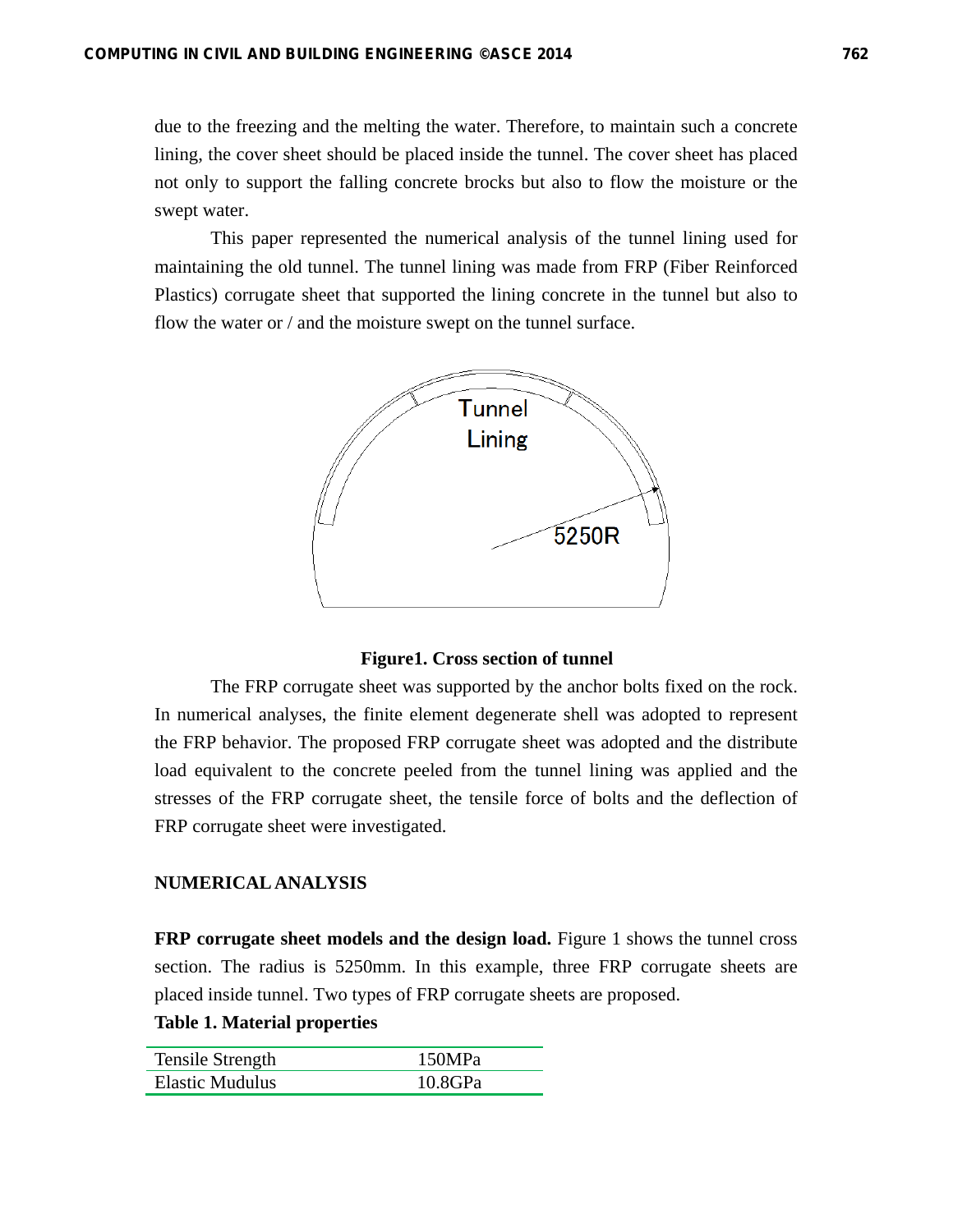due to the freezing and the melting the water. Therefore, to maintain such a concrete lining, the cover sheet should be placed inside the tunnel. The cover sheet has placed not only to support the falling concrete brocks but also to flow the moisture or the swept water.

This paper represented the numerical analysis of the tunnel lining used for maintaining the old tunnel. The tunnel lining was made from FRP (Fiber Reinforced Plastics) corrugate sheet that supported the lining concrete in the tunnel but also to flow the water or / and the moisture swept on the tunnel surface.

Tunnel Lining

5250R

**Figure1. Cross section of tunnel**

The FRP corrugate sheet was supported by the anchor bolts fixed on the rock. In numerical analyses, the finite element degenerate shell was adopted to represent the FRP behavior. The proposed FRP corrugate sheet was adopted and the distribute load equivalent to the concrete peeled from the tunnel lining was applied and the stresses of the FRP corrugate sheet, the tensile force of bolts and the deflection of FRP corrugate sheet were investigated.

## NUMERICAL ANALYSIS

**FRP corrugate sheet models and the design load.** Figure 1 shows the tunnel cross section. The radius is 5250mm. In this example, three FRP corrugate sheets are placed inside tunnel. Two types of FRP corrugate sheets are proposed.

**Table 1. Material properties**

| | |
|---|---|
| Tensile Strength | 150MPa |
| Elastic Mudulus | 10.8GPa |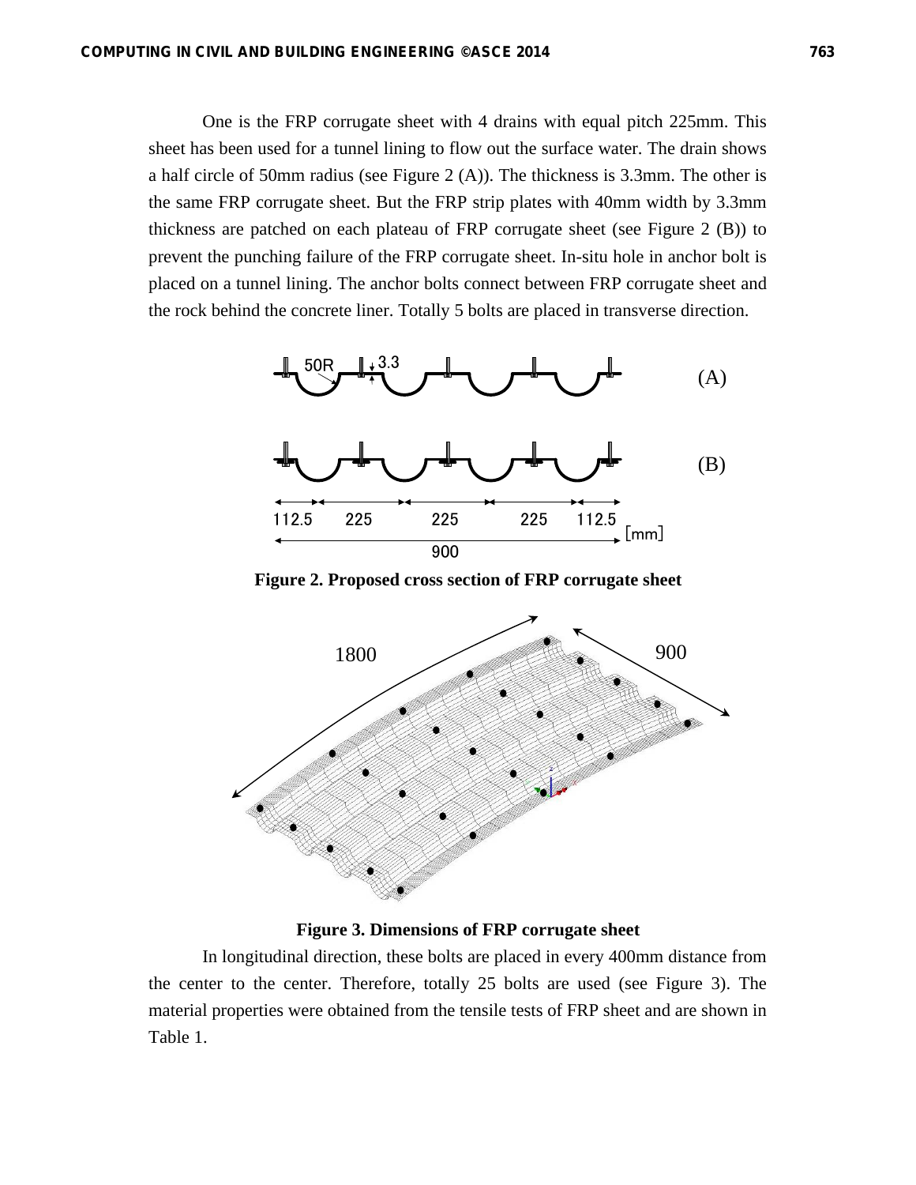One is the FRP corrugate sheet with 4 drains with equal pitch 225mm. This sheet has been used for a tunnel lining to flow out the surface water. The drain shows a half circle of 50mm radius (see Figure 2 (A)). The thickness is 3.3mm. The other is the same FRP corrugate sheet. But the FRP strip plates with 40mm width by 3.3mm thickness are patched on each plateau of FRP corrugate sheet (see Figure 2 (B)) to prevent the punching failure of the FRP corrugate sheet. In-situ hole in anchor bolt is placed on a tunnel lining. The anchor bolts connect between FRP corrugate sheet and the rock behind the concrete liner. Totally 5 bolts are placed in transverse direction.

50R
3.3
(A)
(B)
112.5
225
225
225
112.5
[mm]
900

**Figure 2. Proposed cross section of FRP corrugate sheet**

1800
900

**Figure 3. Dimensions of FRP corrugate sheet**

In longitudinal direction, these bolts are placed in every 400mm distance from the center to the center. Therefore, totally 25 bolts are used (see Figure 3). The material properties were obtained from the tensile tests of FRP sheet and are shown in Table 1.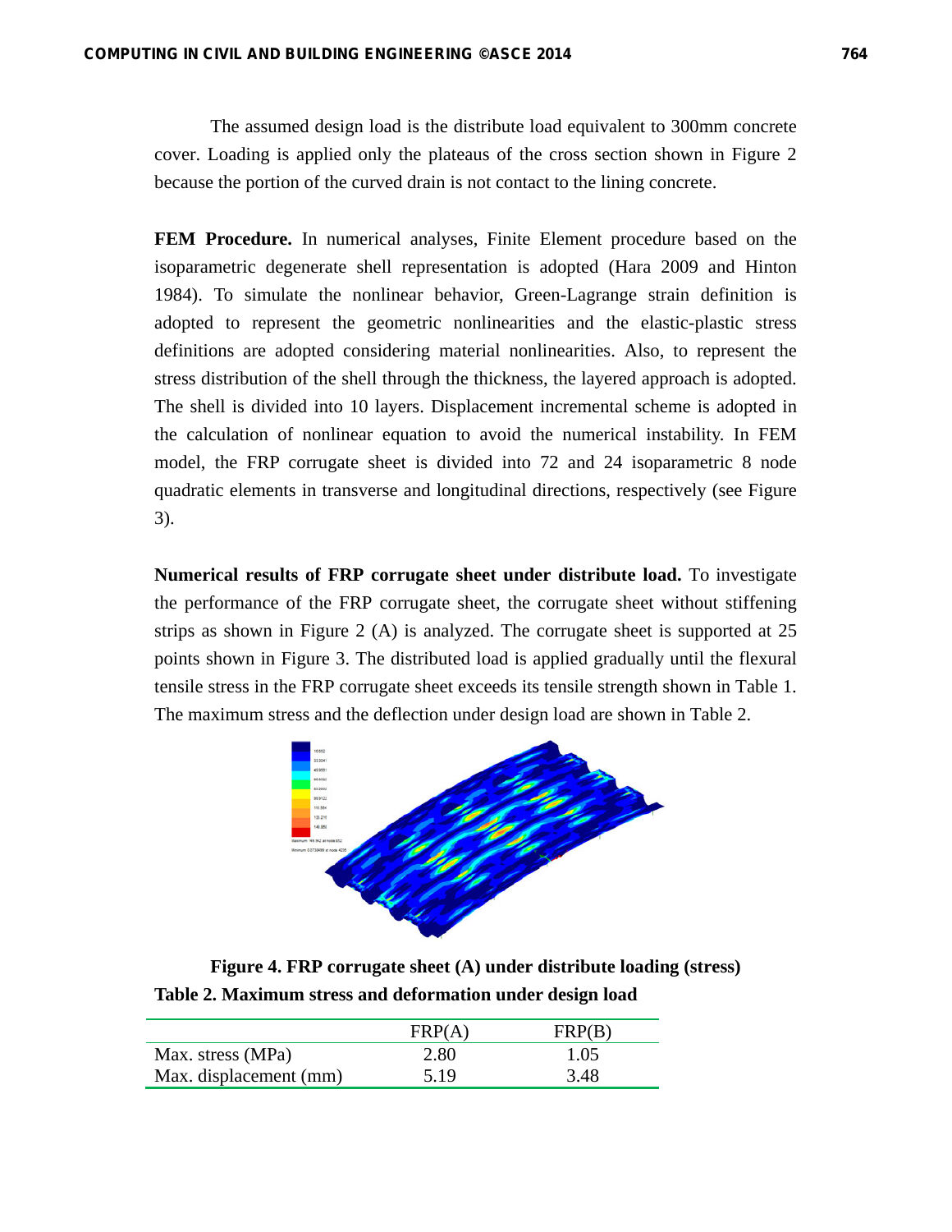The assumed design load is the distribute load equivalent to 300mm concrete cover. Loading is applied only the plateaus of the cross section shown in Figure 2 because the portion of the curved drain is not contact to the lining concrete.

**FEM Procedure.** In numerical analyses, Finite Element procedure based on the isoparametric degenerate shell representation is adopted (Hara 2009 and Hinton 1984). To simulate the nonlinear behavior, Green-Lagrange strain definition is adopted to represent the geometric nonlinearities and the elastic-plastic stress definitions are adopted considering material nonlinearities. Also, to represent the stress distribution of the shell through the thickness, the layered approach is adopted. The shell is divided into 10 layers. Displacement incremental scheme is adopted in the calculation of nonlinear equation to avoid the numerical instability. In FEM model, the FRP corrugate sheet is divided into 72 and 24 isoparametric 8 node quadratic elements in transverse and longitudinal directions, respectively (see Figure 3).

**Numerical results of FRP corrugate sheet under distribute load.** To investigate the performance of the FRP corrugate sheet, the corrugate sheet without stiffening strips as shown in Figure 2 (A) is analyzed. The corrugate sheet is supported at 25 points shown in Figure 3. The distributed load is applied gradually until the flexural tensile stress in the FRP corrugate sheet exceeds its tensile strength shown in Table 1. The maximum stress and the deflection under design load are shown in Table 2.

**Figure 4. FRP corrugate sheet (A) under distribute loading (stress)**

**Table 2. Maximum stress and deformation under design load**

| | FRP(A) | FRP(B) |
|---|---|---|
| Max. stress (MPa) | 2.80 | 1.05 |
| Max. displacement (mm) | 5.19 | 3.48 |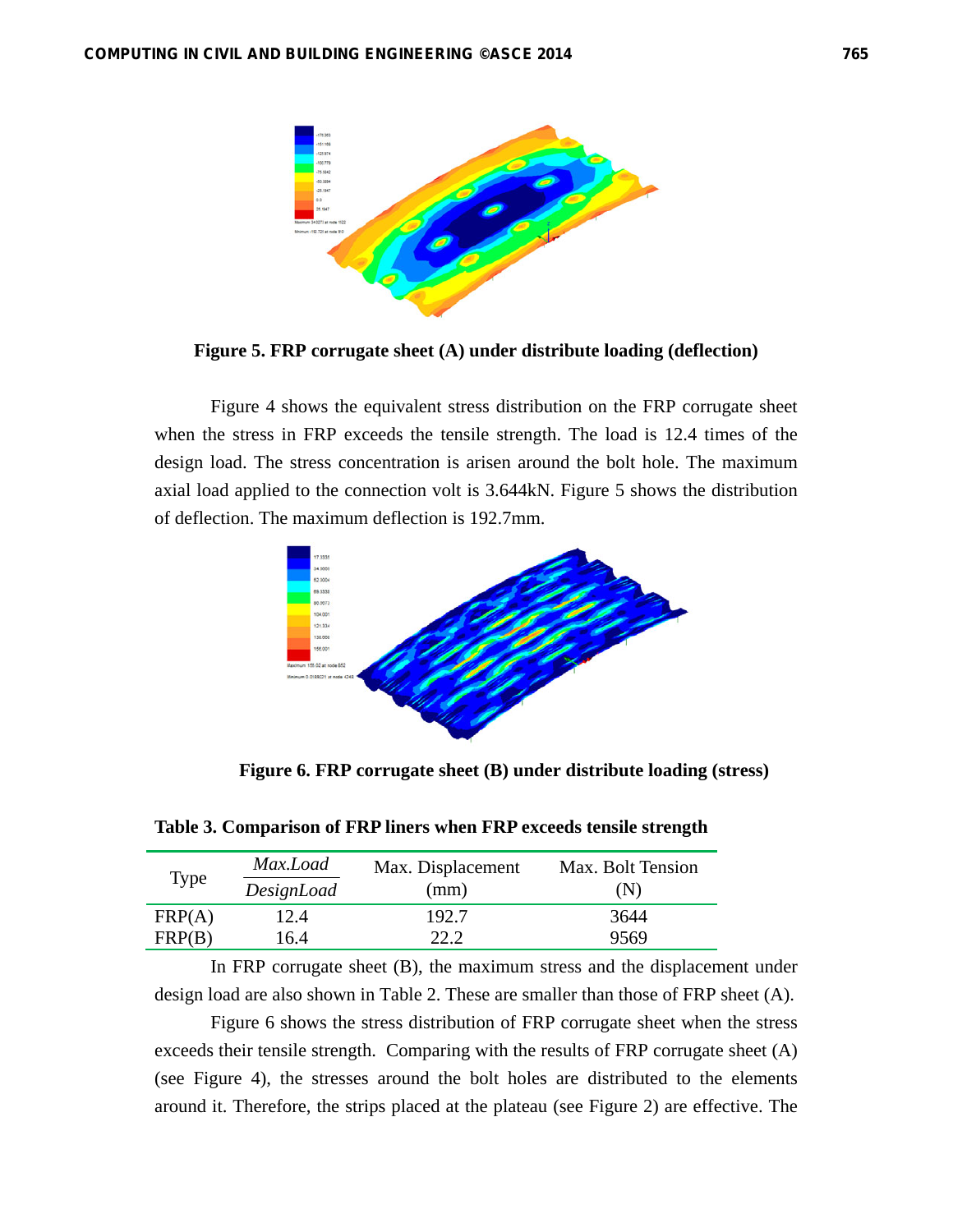Figure 5. FRP corrugate sheet (A) under distribute loading (deflection)

Figure 4 shows the equivalent stress distribution on the FRP corrugate sheet when the stress in FRP exceeds the tensile strength. The load is 12.4 times of the design load. The stress concentration is arisen around the bolt hole. The maximum axial load applied to the connection volt is 3.644kN. Figure 5 shows the distribution of deflection. The maximum deflection is 192.7mm.

Figure 6. FRP corrugate sheet (B) under distribute loading (stress)

**Table 3. Comparison of FRP liners when FRP exceeds tensile strength**

| Type | $\frac{Max.Load}{DesignLoad}$ | Max. Displacement (mm) | Max. Bolt Tension (N) |
|---|---|---|---|
| FRP(A) | 12.4 | 192.7 | 3644 |
| FRP(B) | 16.4 | 22.2 | 9569 |

In FRP corrugate sheet (B), the maximum stress and the displacement under design load are also shown in Table 2. These are smaller than those of FRP sheet (A).

Figure 6 shows the stress distribution of FRP corrugate sheet when the stress exceeds their tensile strength. Comparing with the results of FRP corrugate sheet (A) (see Figure 4), the stresses around the bolt holes are distributed to the elements around it. Therefore, the strips placed at the plateau (see Figure 2) are effective. The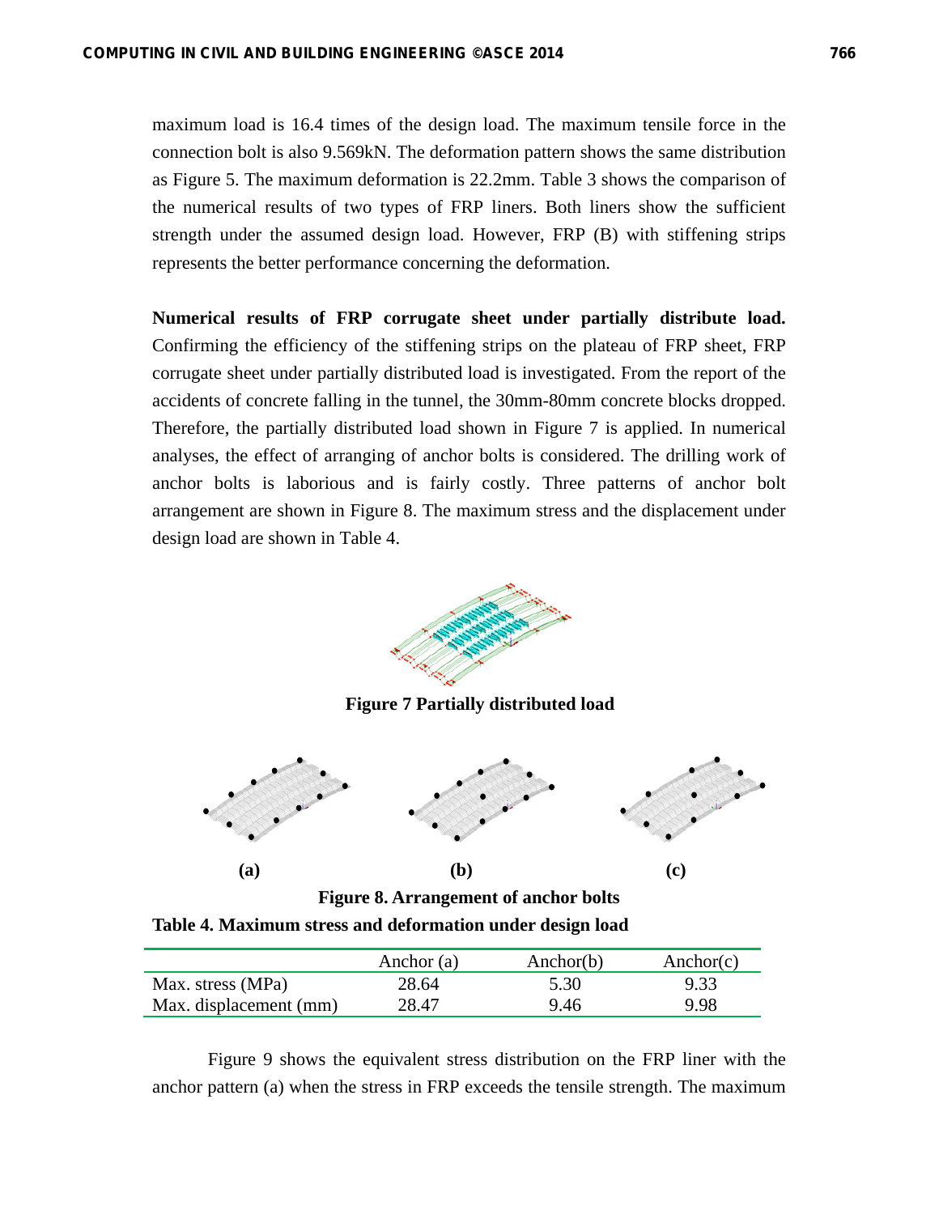maximum load is 16.4 times of the design load. The maximum tensile force in the connection bolt is also 9.569kN. The deformation pattern shows the same distribution as Figure 5. The maximum deformation is 22.2mm. Table 3 shows the comparison of the numerical results of two types of FRP liners. Both liners show the sufficient strength under the assumed design load. However, FRP (B) with stiffening strips represents the better performance concerning the deformation.

**Numerical results of FRP corrugate sheet under partially distribute load.** Confirming the efficiency of the stiffening strips on the plateau of FRP sheet, FRP corrugate sheet under partially distributed load is investigated. From the report of the accidents of concrete falling in the tunnel, the 30mm-80mm concrete blocks dropped. Therefore, the partially distributed load shown in Figure 7 is applied. In numerical analyses, the effect of arranging of anchor bolts is considered. The drilling work of anchor bolts is laborious and is fairly costly. Three patterns of anchor bolt arrangement are shown in Figure 8. The maximum stress and the displacement under design load are shown in Table 4.

**Figure 7 Partially distributed load**

(a) (b) (c)

**Figure 8. Arrangement of anchor bolts**

**Table 4. Maximum stress and deformation under design load**

| | Anchor (a) | Anchor(b) | Anchor(c) |
|---|---|---|---|
| Max. stress (MPa) | 28.64 | 5.30 | 9.33 |
| Max. displacement (mm) | 28.47 | 9.46 | 9.98 |

Figure 9 shows the equivalent stress distribution on the FRP liner with the anchor pattern (a) when the stress in FRP exceeds the tensile strength. The maximum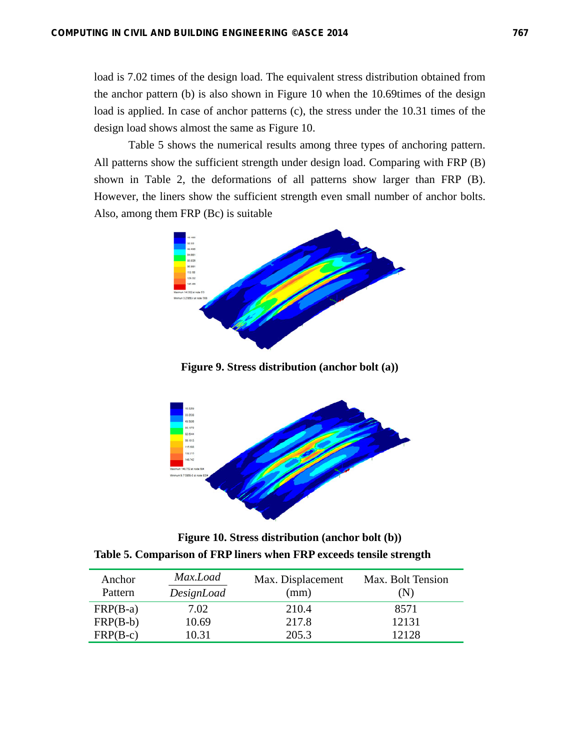load is 7.02 times of the design load. The equivalent stress distribution obtained from the anchor pattern (b) is also shown in Figure 10 when the 10.69times of the design load is applied. In case of anchor patterns (c), the stress under the 10.31 times of the design load shows almost the same as Figure 10.

Table 5 shows the numerical results among three types of anchoring pattern. All patterns show the sufficient strength under design load. Comparing with FRP (B) shown in Table 2, the deformations of all patterns show larger than FRP (B). However, the liners show the sufficient strength even small number of anchor bolts. Also, among them FRP (Bc) is suitable

**Figure 9. Stress distribution (anchor bolt (a))**

**Figure 10. Stress distribution (anchor bolt (b))**

**Table 5. Comparison of FRP liners when FRP exceeds tensile strength**

| Anchor Pattern | $\frac{Max.Load}{DesignLoad}$ | Max. Displacement (mm) | Max. Bolt Tension (N) |
|---|---|---|---|
| FRP(B-a) | 7.02 | 210.4 | 8571 |
| FRP(B-b) | 10.69 | 217.8 | 12131 |
| FRP(B-c) | 10.31 | 205.3 | 12128 |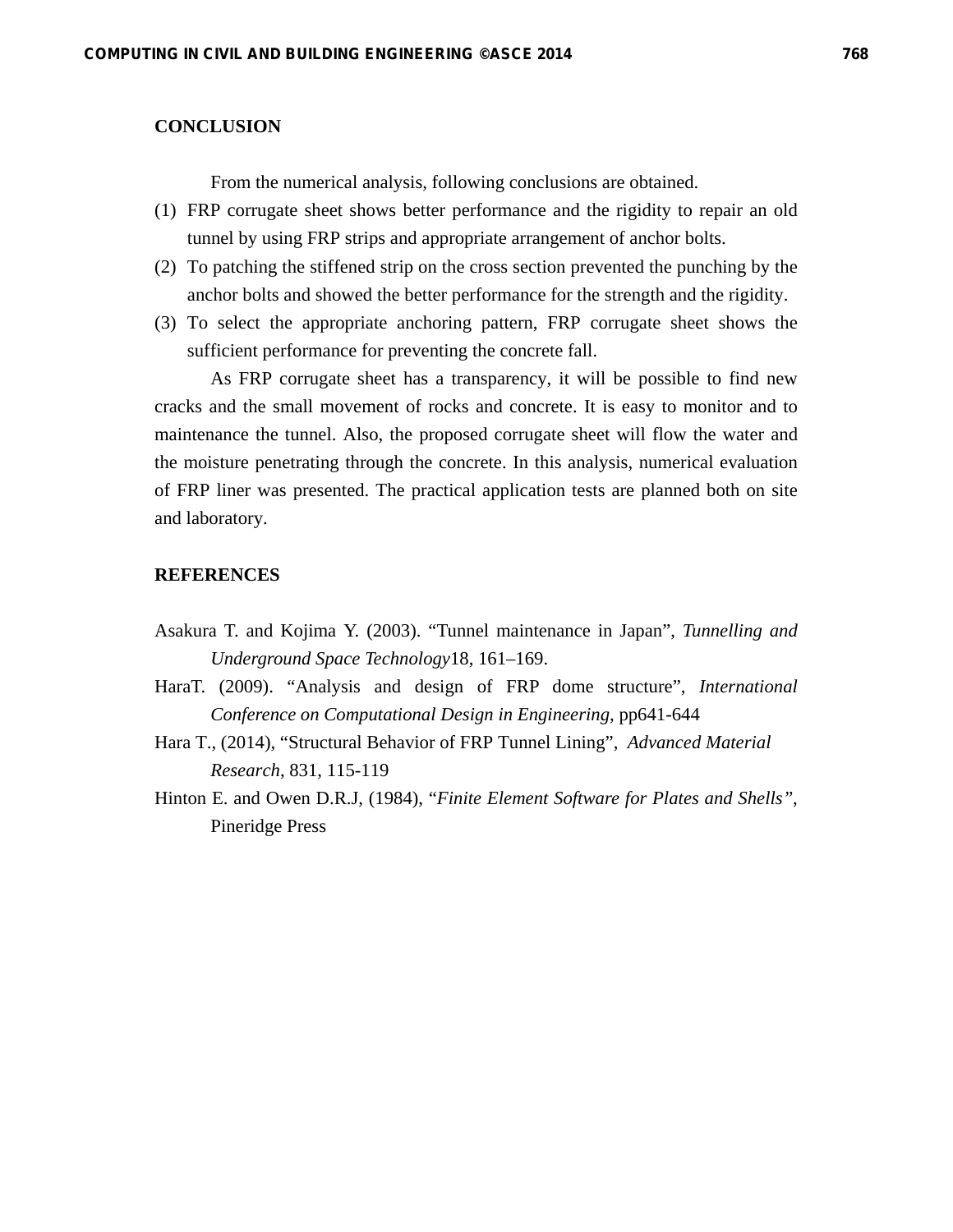## CONCLUSION

From the numerical analysis, following conclusions are obtained.

(1) FRP corrugate sheet shows better performance and the rigidity to repair an old tunnel by using FRP strips and appropriate arrangement of anchor bolts.

(2) To patching the stiffened strip on the cross section prevented the punching by the anchor bolts and showed the better performance for the strength and the rigidity.

(3) To select the appropriate anchoring pattern, FRP corrugate sheet shows the sufficient performance for preventing the concrete fall.

As FRP corrugate sheet has a transparency, it will be possible to find new cracks and the small movement of rocks and concrete. It is easy to monitor and to maintenance the tunnel. Also, the proposed corrugate sheet will flow the water and the moisture penetrating through the concrete. In this analysis, numerical evaluation of FRP liner was presented. The practical application tests are planned both on site and laboratory.

## REFERENCES

Asakura T. and Kojima Y. (2003). "Tunnel maintenance in Japan", *Tunnelling and Underground Space Technology*18, 161–169.

HaraT. (2009). "Analysis and design of FRP dome structure", *International Conference on Computational Design in Engineering*, pp641-644

Hara T., (2014), "Structural Behavior of FRP Tunnel Lining", *Advanced Material Research*, 831, 115-119

Hinton E. and Owen D.R.J, (1984), "*Finite Element Software for Plates and Shells*", Pineridge Press